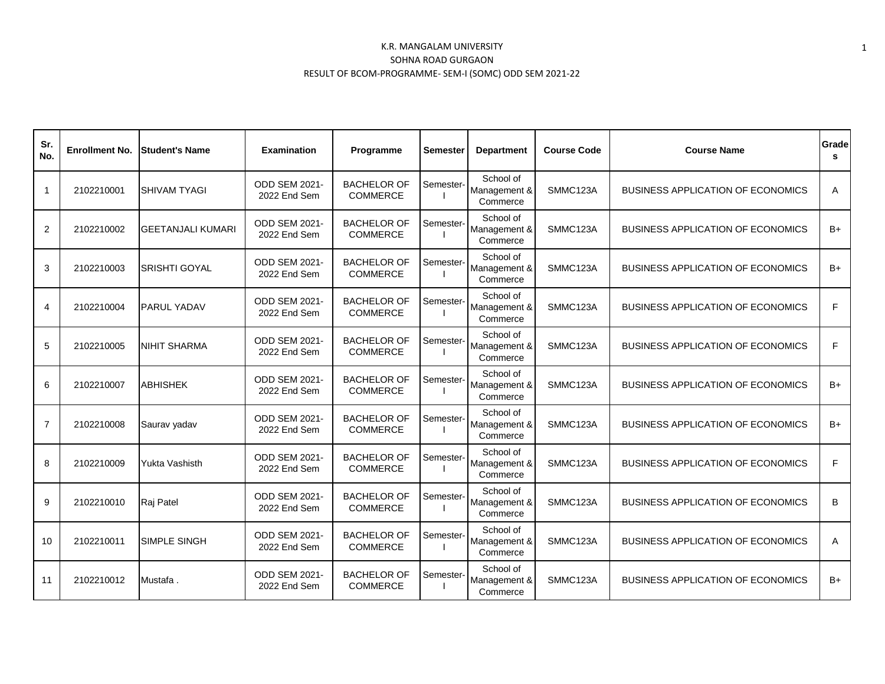K.R. MANGALAM UNIVERSITY

SOHNA ROAD GURGAON

RESULT OF BCOM-PROGRAMME- SEM-I (SOMC) ODD SEM 2021-22

| Sr. No. | Enrollment No. | Student's Name | Examination | Programme | Semester | Department | Course Code | Course Name | Grades |
|---|---|---|---|---|---|---|---|---|---|
| 1 | 2102210001 | SHIVAM TYAGI | ODD SEM 2021-2022 End Sem | BACHELOR OF COMMERCE | Semester-I | School of Management & Commerce | SMMC123A | BUSINESS APPLICATION OF ECONOMICS | A |
| 2 | 2102210002 | GEETANJALI KUMARI | ODD SEM 2021-2022 End Sem | BACHELOR OF COMMERCE | Semester-I | School of Management & Commerce | SMMC123A | BUSINESS APPLICATION OF ECONOMICS | B+ |
| 3 | 2102210003 | SRISHTI GOYAL | ODD SEM 2021-2022 End Sem | BACHELOR OF COMMERCE | Semester-I | School of Management & Commerce | SMMC123A | BUSINESS APPLICATION OF ECONOMICS | B+ |
| 4 | 2102210004 | PARUL YADAV | ODD SEM 2021-2022 End Sem | BACHELOR OF COMMERCE | Semester-I | School of Management & Commerce | SMMC123A | BUSINESS APPLICATION OF ECONOMICS | F |
| 5 | 2102210005 | NIHIT SHARMA | ODD SEM 2021-2022 End Sem | BACHELOR OF COMMERCE | Semester-I | School of Management & Commerce | SMMC123A | BUSINESS APPLICATION OF ECONOMICS | F |
| 6 | 2102210007 | ABHISHEK | ODD SEM 2021-2022 End Sem | BACHELOR OF COMMERCE | Semester-I | School of Management & Commerce | SMMC123A | BUSINESS APPLICATION OF ECONOMICS | B+ |
| 7 | 2102210008 | Saurav yadav | ODD SEM 2021-2022 End Sem | BACHELOR OF COMMERCE | Semester-I | School of Management & Commerce | SMMC123A | BUSINESS APPLICATION OF ECONOMICS | B+ |
| 8 | 2102210009 | Yukta Vashisth | ODD SEM 2021-2022 End Sem | BACHELOR OF COMMERCE | Semester-I | School of Management & Commerce | SMMC123A | BUSINESS APPLICATION OF ECONOMICS | F |
| 9 | 2102210010 | Raj Patel | ODD SEM 2021-2022 End Sem | BACHELOR OF COMMERCE | Semester-I | School of Management & Commerce | SMMC123A | BUSINESS APPLICATION OF ECONOMICS | B |
| 10 | 2102210011 | SIMPLE SINGH | ODD SEM 2021-2022 End Sem | BACHELOR OF COMMERCE | Semester-I | School of Management & Commerce | SMMC123A | BUSINESS APPLICATION OF ECONOMICS | A |
| 11 | 2102210012 | Mustafa . | ODD SEM 2021-2022 End Sem | BACHELOR OF COMMERCE | Semester-I | School of Management & Commerce | SMMC123A | BUSINESS APPLICATION OF ECONOMICS | B+ |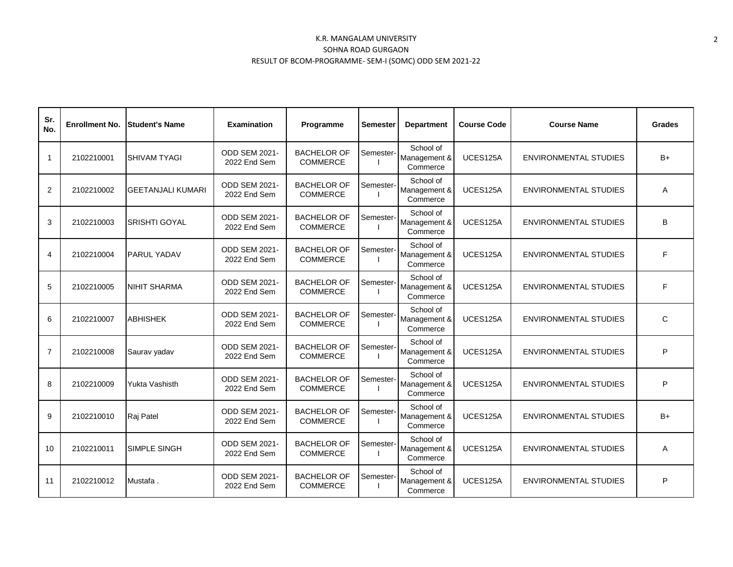# K.R. MANGALAM UNIVERSITY

## SOHNA ROAD GURGAON

### RESULT OF BCOM-PROGRAMME- SEM-I (SOMC) ODD SEM 2021-22

| Sr. No. | Enrollment No. | Student's Name | Examination | Programme | Semester | Department | Course Code | Course Name | Grades |
|---|---|---|---|---|---|---|---|---|---|
| 1 | 2102210001 | SHIVAM TYAGI | ODD SEM 2021-2022 End Sem | BACHELOR OF COMMERCE | Semester-I | School of Management & Commerce | UCES125A | ENVIRONMENTAL STUDIES | B+ |
| 2 | 2102210002 | GEETANJALI KUMARI | ODD SEM 2021-2022 End Sem | BACHELOR OF COMMERCE | Semester-I | School of Management & Commerce | UCES125A | ENVIRONMENTAL STUDIES | A |
| 3 | 2102210003 | SRISHTI GOYAL | ODD SEM 2021-2022 End Sem | BACHELOR OF COMMERCE | Semester-I | School of Management & Commerce | UCES125A | ENVIRONMENTAL STUDIES | B |
| 4 | 2102210004 | PARUL YADAV | ODD SEM 2021-2022 End Sem | BACHELOR OF COMMERCE | Semester-I | School of Management & Commerce | UCES125A | ENVIRONMENTAL STUDIES | F |
| 5 | 2102210005 | NIHIT SHARMA | ODD SEM 2021-2022 End Sem | BACHELOR OF COMMERCE | Semester-I | School of Management & Commerce | UCES125A | ENVIRONMENTAL STUDIES | F |
| 6 | 2102210007 | ABHISHEK | ODD SEM 2021-2022 End Sem | BACHELOR OF COMMERCE | Semester-I | School of Management & Commerce | UCES125A | ENVIRONMENTAL STUDIES | C |
| 7 | 2102210008 | Saurav yadav | ODD SEM 2021-2022 End Sem | BACHELOR OF COMMERCE | Semester-I | School of Management & Commerce | UCES125A | ENVIRONMENTAL STUDIES | P |
| 8 | 2102210009 | Yukta Vashisth | ODD SEM 2021-2022 End Sem | BACHELOR OF COMMERCE | Semester-I | School of Management & Commerce | UCES125A | ENVIRONMENTAL STUDIES | P |
| 9 | 2102210010 | Raj Patel | ODD SEM 2021-2022 End Sem | BACHELOR OF COMMERCE | Semester-I | School of Management & Commerce | UCES125A | ENVIRONMENTAL STUDIES | B+ |
| 10 | 2102210011 | SIMPLE SINGH | ODD SEM 2021-2022 End Sem | BACHELOR OF COMMERCE | Semester-I | School of Management & Commerce | UCES125A | ENVIRONMENTAL STUDIES | A |
| 11 | 2102210012 | Mustafa . | ODD SEM 2021-2022 End Sem | BACHELOR OF COMMERCE | Semester-I | School of Management & Commerce | UCES125A | ENVIRONMENTAL STUDIES | P |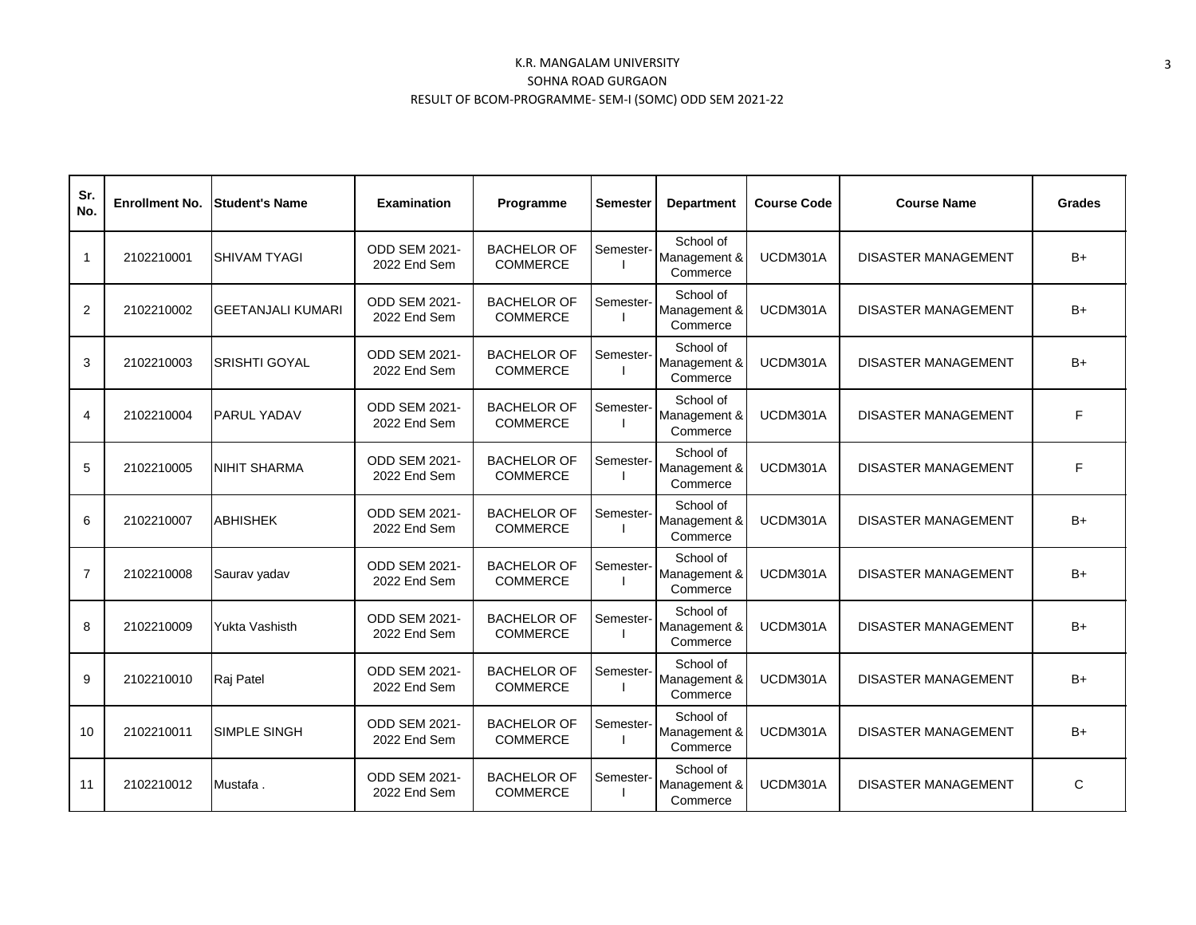# K.R. MANGALAM UNIVERSITY
## SOHNA ROAD GURGAON
### RESULT OF BCOM-PROGRAMME- SEM-I (SOMC) ODD SEM 2021-22

| Sr. No. | Enrollment No. | Student's Name | Examination | Programme | Semester | Department | Course Code | Course Name | Grades |
|---|---|---|---|---|---|---|---|---|---|
| 1 | 2102210001 | SHIVAM TYAGI | ODD SEM 2021-2022 End Sem | BACHELOR OF COMMERCE | Semester-I | School of Management & Commerce | UCDM301A | DISASTER MANAGEMENT | B+ |
| 2 | 2102210002 | GEETANJALI KUMARI | ODD SEM 2021-2022 End Sem | BACHELOR OF COMMERCE | Semester-I | School of Management & Commerce | UCDM301A | DISASTER MANAGEMENT | B+ |
| 3 | 2102210003 | SRISHTI GOYAL | ODD SEM 2021-2022 End Sem | BACHELOR OF COMMERCE | Semester-I | School of Management & Commerce | UCDM301A | DISASTER MANAGEMENT | B+ |
| 4 | 2102210004 | PARUL YADAV | ODD SEM 2021-2022 End Sem | BACHELOR OF COMMERCE | Semester-I | School of Management & Commerce | UCDM301A | DISASTER MANAGEMENT | F |
| 5 | 2102210005 | NIHIT SHARMA | ODD SEM 2021-2022 End Sem | BACHELOR OF COMMERCE | Semester-I | School of Management & Commerce | UCDM301A | DISASTER MANAGEMENT | F |
| 6 | 2102210007 | ABHISHEK | ODD SEM 2021-2022 End Sem | BACHELOR OF COMMERCE | Semester-I | School of Management & Commerce | UCDM301A | DISASTER MANAGEMENT | B+ |
| 7 | 2102210008 | Saurav yadav | ODD SEM 2021-2022 End Sem | BACHELOR OF COMMERCE | Semester-I | School of Management & Commerce | UCDM301A | DISASTER MANAGEMENT | B+ |
| 8 | 2102210009 | Yukta Vashisth | ODD SEM 2021-2022 End Sem | BACHELOR OF COMMERCE | Semester-I | School of Management & Commerce | UCDM301A | DISASTER MANAGEMENT | B+ |
| 9 | 2102210010 | Raj Patel | ODD SEM 2021-2022 End Sem | BACHELOR OF COMMERCE | Semester-I | School of Management & Commerce | UCDM301A | DISASTER MANAGEMENT | B+ |
| 10 | 2102210011 | SIMPLE SINGH | ODD SEM 2021-2022 End Sem | BACHELOR OF COMMERCE | Semester-I | School of Management & Commerce | UCDM301A | DISASTER MANAGEMENT | B+ |
| 11 | 2102210012 | Mustafa . | ODD SEM 2021-2022 End Sem | BACHELOR OF COMMERCE | Semester-I | School of Management & Commerce | UCDM301A | DISASTER MANAGEMENT | C |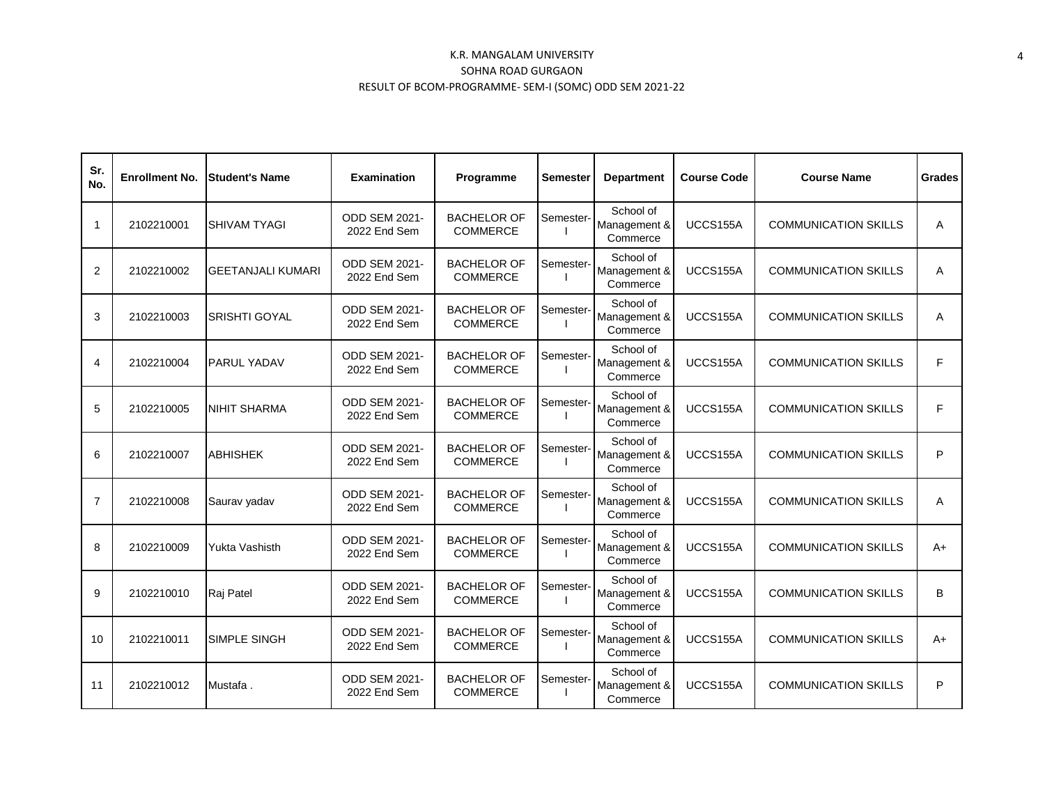# K.R. MANGALAM UNIVERSITY

## SOHNA ROAD GURGAON

### RESULT OF BCOM-PROGRAMME- SEM-I (SOMC) ODD SEM 2021-22

| Sr. No. | Enrollment No. | Student's Name | Examination | Programme | Semester | Department | Course Code | Course Name | Grades |
|---|---|---|---|---|---|---|---|---|---|
| 1 | 2102210001 | SHIVAM TYAGI | ODD SEM 2021-2022 End Sem | BACHELOR OF COMMERCE | Semester-I | School of Management & Commerce | UCCS155A | COMMUNICATION SKILLS | A |
| 2 | 2102210002 | GEETANJALI KUMARI | ODD SEM 2021-2022 End Sem | BACHELOR OF COMMERCE | Semester-I | School of Management & Commerce | UCCS155A | COMMUNICATION SKILLS | A |
| 3 | 2102210003 | SRISHTI GOYAL | ODD SEM 2021-2022 End Sem | BACHELOR OF COMMERCE | Semester-I | School of Management & Commerce | UCCS155A | COMMUNICATION SKILLS | A |
| 4 | 2102210004 | PARUL YADAV | ODD SEM 2021-2022 End Sem | BACHELOR OF COMMERCE | Semester-I | School of Management & Commerce | UCCS155A | COMMUNICATION SKILLS | F |
| 5 | 2102210005 | NIHIT SHARMA | ODD SEM 2021-2022 End Sem | BACHELOR OF COMMERCE | Semester-I | School of Management & Commerce | UCCS155A | COMMUNICATION SKILLS | F |
| 6 | 2102210007 | ABHISHEK | ODD SEM 2021-2022 End Sem | BACHELOR OF COMMERCE | Semester-I | School of Management & Commerce | UCCS155A | COMMUNICATION SKILLS | P |
| 7 | 2102210008 | Saurav yadav | ODD SEM 2021-2022 End Sem | BACHELOR OF COMMERCE | Semester-I | School of Management & Commerce | UCCS155A | COMMUNICATION SKILLS | A |
| 8 | 2102210009 | Yukta Vashisth | ODD SEM 2021-2022 End Sem | BACHELOR OF COMMERCE | Semester-I | School of Management & Commerce | UCCS155A | COMMUNICATION SKILLS | A+ |
| 9 | 2102210010 | Raj Patel | ODD SEM 2021-2022 End Sem | BACHELOR OF COMMERCE | Semester-I | School of Management & Commerce | UCCS155A | COMMUNICATION SKILLS | B |
| 10 | 2102210011 | SIMPLE SINGH | ODD SEM 2021-2022 End Sem | BACHELOR OF COMMERCE | Semester-I | School of Management & Commerce | UCCS155A | COMMUNICATION SKILLS | A+ |
| 11 | 2102210012 | Mustafa . | ODD SEM 2021-2022 End Sem | BACHELOR OF COMMERCE | Semester-I | School of Management & Commerce | UCCS155A | COMMUNICATION SKILLS | P |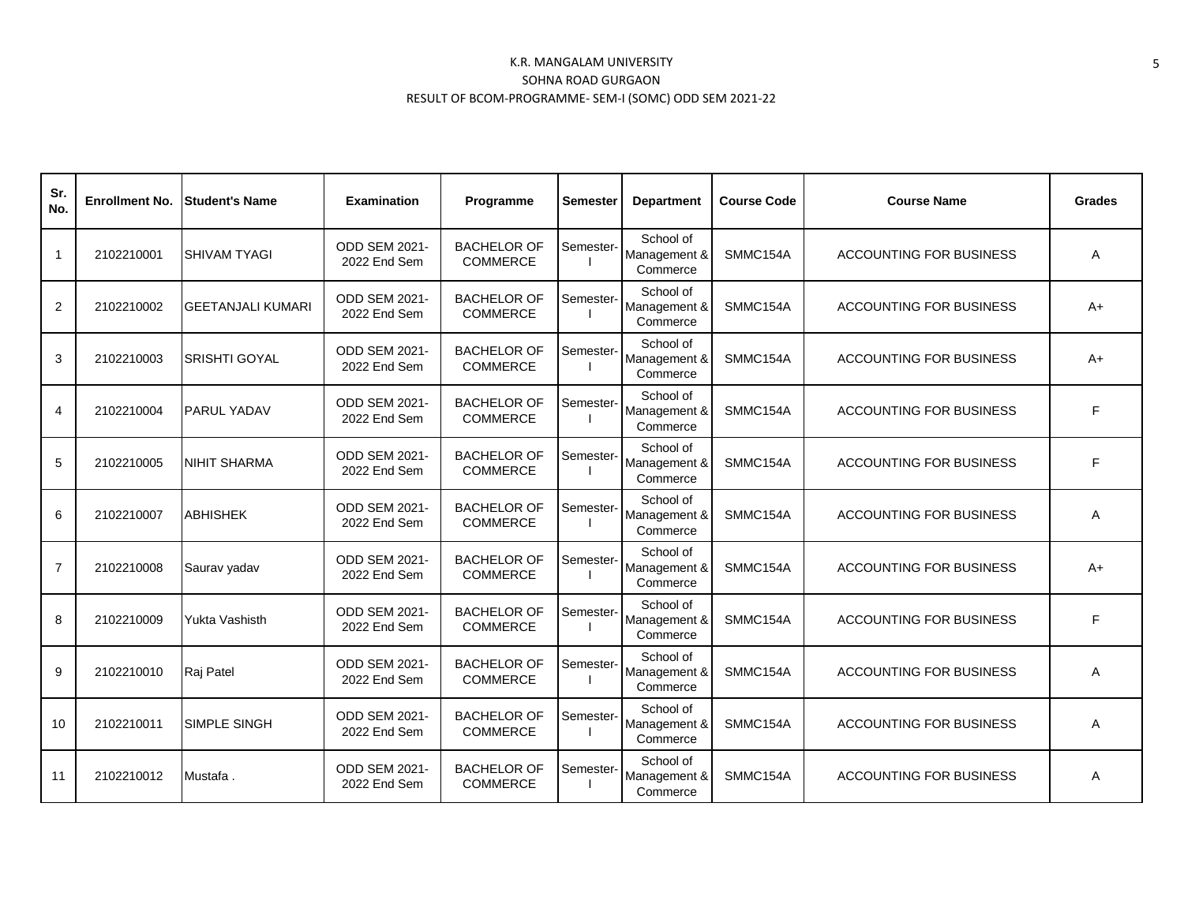K.R. MANGALAM UNIVERSITY

SOHNA ROAD GURGAON

RESULT OF BCOM-PROGRAMME- SEM-I (SOMC) ODD SEM 2021-22

| Sr. No. | Enrollment No. | Student's Name | Examination | Programme | Semester | Department | Course Code | Course Name | Grades |
|---|---|---|---|---|---|---|---|---|---|
| 1 | 2102210001 | SHIVAM TYAGI | ODD SEM 2021-2022 End Sem | BACHELOR OF COMMERCE | Semester-I | School of Management & Commerce | SMMC154A | ACCOUNTING FOR BUSINESS | A |
| 2 | 2102210002 | GEETANJALI KUMARI | ODD SEM 2021-2022 End Sem | BACHELOR OF COMMERCE | Semester-I | School of Management & Commerce | SMMC154A | ACCOUNTING FOR BUSINESS | A+ |
| 3 | 2102210003 | SRISHTI GOYAL | ODD SEM 2021-2022 End Sem | BACHELOR OF COMMERCE | Semester-I | School of Management & Commerce | SMMC154A | ACCOUNTING FOR BUSINESS | A+ |
| 4 | 2102210004 | PARUL YADAV | ODD SEM 2021-2022 End Sem | BACHELOR OF COMMERCE | Semester-I | School of Management & Commerce | SMMC154A | ACCOUNTING FOR BUSINESS | F |
| 5 | 2102210005 | NIHIT SHARMA | ODD SEM 2021-2022 End Sem | BACHELOR OF COMMERCE | Semester-I | School of Management & Commerce | SMMC154A | ACCOUNTING FOR BUSINESS | F |
| 6 | 2102210007 | ABHISHEK | ODD SEM 2021-2022 End Sem | BACHELOR OF COMMERCE | Semester-I | School of Management & Commerce | SMMC154A | ACCOUNTING FOR BUSINESS | A |
| 7 | 2102210008 | Saurav yadav | ODD SEM 2021-2022 End Sem | BACHELOR OF COMMERCE | Semester-I | School of Management & Commerce | SMMC154A | ACCOUNTING FOR BUSINESS | A+ |
| 8 | 2102210009 | Yukta Vashisth | ODD SEM 2021-2022 End Sem | BACHELOR OF COMMERCE | Semester-I | School of Management & Commerce | SMMC154A | ACCOUNTING FOR BUSINESS | F |
| 9 | 2102210010 | Raj Patel | ODD SEM 2021-2022 End Sem | BACHELOR OF COMMERCE | Semester-I | School of Management & Commerce | SMMC154A | ACCOUNTING FOR BUSINESS | A |
| 10 | 2102210011 | SIMPLE SINGH | ODD SEM 2021-2022 End Sem | BACHELOR OF COMMERCE | Semester-I | School of Management & Commerce | SMMC154A | ACCOUNTING FOR BUSINESS | A |
| 11 | 2102210012 | Mustafa . | ODD SEM 2021-2022 End Sem | BACHELOR OF COMMERCE | Semester-I | School of Management & Commerce | SMMC154A | ACCOUNTING FOR BUSINESS | A |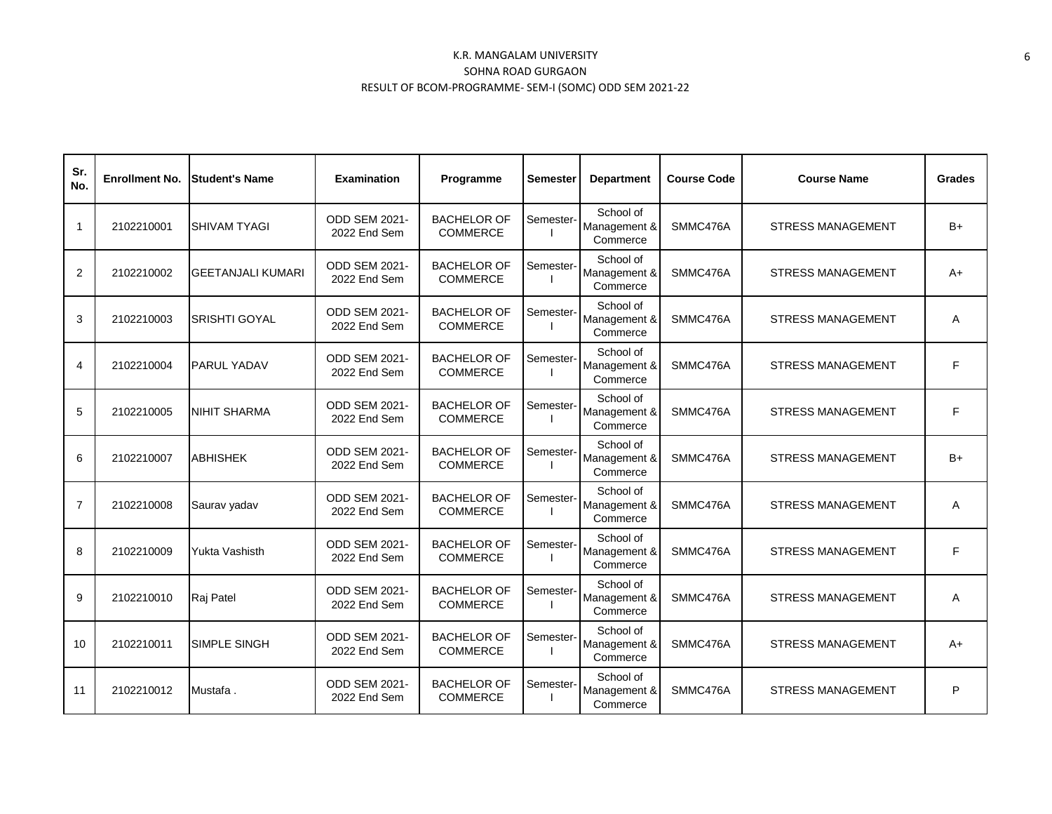K.R. MANGALAM UNIVERSITY
SOHNA ROAD GURGAON
RESULT OF BCOM-PROGRAMME- SEM-I (SOMC) ODD SEM 2021-22

| Sr. No. | Enrollment No. | Student's Name | Examination | Programme | Semester | Department | Course Code | Course Name | Grades |
|---|---|---|---|---|---|---|---|---|---|
| 1 | 2102210001 | SHIVAM TYAGI | ODD SEM 2021-2022 End Sem | BACHELOR OF COMMERCE | Semester-I | School of Management & Commerce | SMMC476A | STRESS MANAGEMENT | B+ |
| 2 | 2102210002 | GEETANJALI KUMARI | ODD SEM 2021-2022 End Sem | BACHELOR OF COMMERCE | Semester-I | School of Management & Commerce | SMMC476A | STRESS MANAGEMENT | A+ |
| 3 | 2102210003 | SRISHTI GOYAL | ODD SEM 2021-2022 End Sem | BACHELOR OF COMMERCE | Semester-I | School of Management & Commerce | SMMC476A | STRESS MANAGEMENT | A |
| 4 | 2102210004 | PARUL YADAV | ODD SEM 2021-2022 End Sem | BACHELOR OF COMMERCE | Semester-I | School of Management & Commerce | SMMC476A | STRESS MANAGEMENT | F |
| 5 | 2102210005 | NIHIT SHARMA | ODD SEM 2021-2022 End Sem | BACHELOR OF COMMERCE | Semester-I | School of Management & Commerce | SMMC476A | STRESS MANAGEMENT | F |
| 6 | 2102210007 | ABHISHEK | ODD SEM 2021-2022 End Sem | BACHELOR OF COMMERCE | Semester-I | School of Management & Commerce | SMMC476A | STRESS MANAGEMENT | B+ |
| 7 | 2102210008 | Saurav yadav | ODD SEM 2021-2022 End Sem | BACHELOR OF COMMERCE | Semester-I | School of Management & Commerce | SMMC476A | STRESS MANAGEMENT | A |
| 8 | 2102210009 | Yukta Vashisth | ODD SEM 2021-2022 End Sem | BACHELOR OF COMMERCE | Semester-I | School of Management & Commerce | SMMC476A | STRESS MANAGEMENT | F |
| 9 | 2102210010 | Raj Patel | ODD SEM 2021-2022 End Sem | BACHELOR OF COMMERCE | Semester-I | School of Management & Commerce | SMMC476A | STRESS MANAGEMENT | A |
| 10 | 2102210011 | SIMPLE SINGH | ODD SEM 2021-2022 End Sem | BACHELOR OF COMMERCE | Semester-I | School of Management & Commerce | SMMC476A | STRESS MANAGEMENT | A+ |
| 11 | 2102210012 | Mustafa . | ODD SEM 2021-2022 End Sem | BACHELOR OF COMMERCE | Semester-I | School of Management & Commerce | SMMC476A | STRESS MANAGEMENT | P |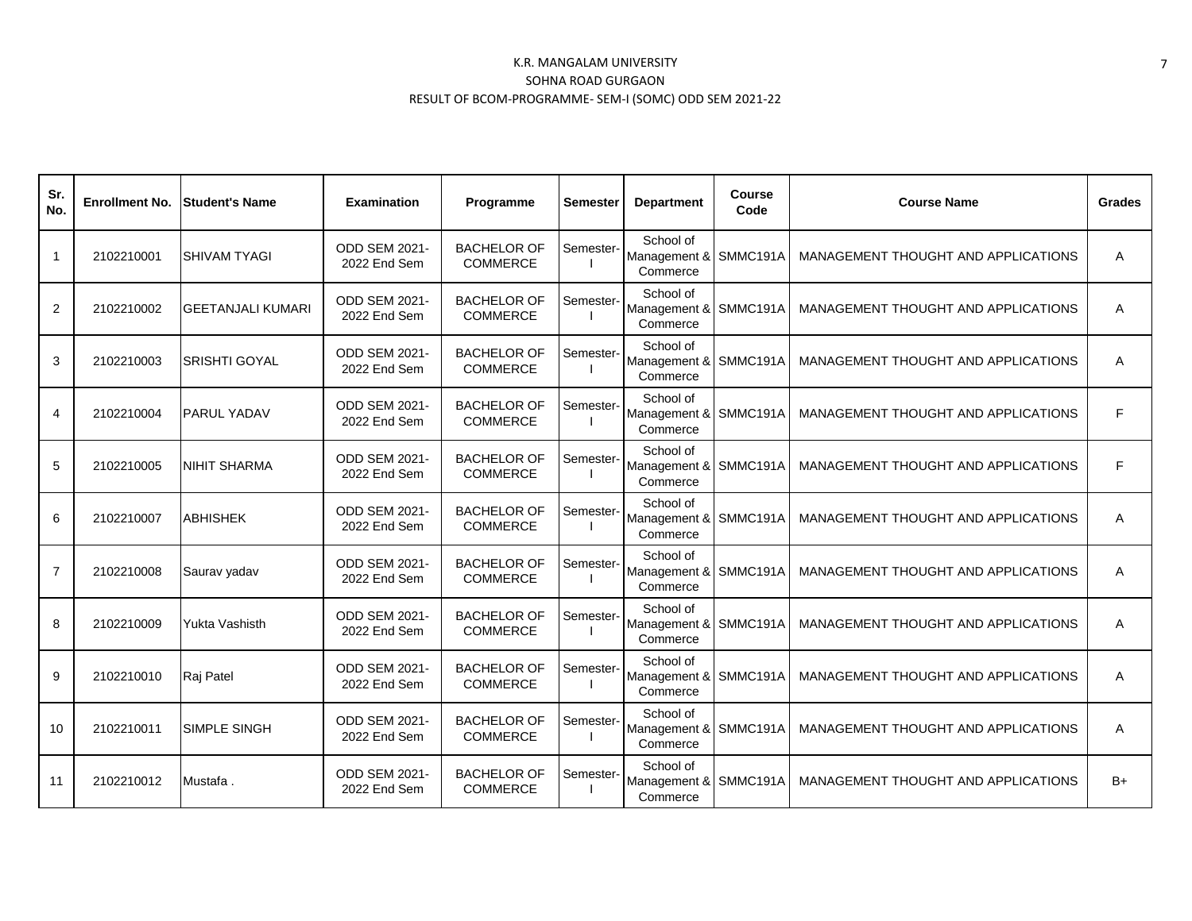K.R. MANGALAM UNIVERSITY

SOHNA ROAD GURGAON

RESULT OF BCOM-PROGRAMME- SEM-I (SOMC) ODD SEM 2021-22

| Sr. No. | Enrollment No. | Student's Name | Examination | Programme | Semester | Department | Course Code | Course Name | Grades |
|---|---|---|---|---|---|---|---|---|---|
| 1 | 2102210001 | SHIVAM TYAGI | ODD SEM 2021-2022 End Sem | BACHELOR OF COMMERCE | Semester-I | School of Management & Commerce | SMMC191A | MANAGEMENT THOUGHT AND APPLICATIONS | A |
| 2 | 2102210002 | GEETANJALI KUMARI | ODD SEM 2021-2022 End Sem | BACHELOR OF COMMERCE | Semester-I | School of Management & Commerce | SMMC191A | MANAGEMENT THOUGHT AND APPLICATIONS | A |
| 3 | 2102210003 | SRISHTI GOYAL | ODD SEM 2021-2022 End Sem | BACHELOR OF COMMERCE | Semester-I | School of Management & Commerce | SMMC191A | MANAGEMENT THOUGHT AND APPLICATIONS | A |
| 4 | 2102210004 | PARUL YADAV | ODD SEM 2021-2022 End Sem | BACHELOR OF COMMERCE | Semester-I | School of Management & Commerce | SMMC191A | MANAGEMENT THOUGHT AND APPLICATIONS | F |
| 5 | 2102210005 | NIHIT SHARMA | ODD SEM 2021-2022 End Sem | BACHELOR OF COMMERCE | Semester-I | School of Management & Commerce | SMMC191A | MANAGEMENT THOUGHT AND APPLICATIONS | F |
| 6 | 2102210007 | ABHISHEK | ODD SEM 2021-2022 End Sem | BACHELOR OF COMMERCE | Semester-I | School of Management & Commerce | SMMC191A | MANAGEMENT THOUGHT AND APPLICATIONS | A |
| 7 | 2102210008 | Saurav yadav | ODD SEM 2021-2022 End Sem | BACHELOR OF COMMERCE | Semester-I | School of Management & Commerce | SMMC191A | MANAGEMENT THOUGHT AND APPLICATIONS | A |
| 8 | 2102210009 | Yukta Vashisth | ODD SEM 2021-2022 End Sem | BACHELOR OF COMMERCE | Semester-I | School of Management & Commerce | SMMC191A | MANAGEMENT THOUGHT AND APPLICATIONS | A |
| 9 | 2102210010 | Raj Patel | ODD SEM 2021-2022 End Sem | BACHELOR OF COMMERCE | Semester-I | School of Management & Commerce | SMMC191A | MANAGEMENT THOUGHT AND APPLICATIONS | A |
| 10 | 2102210011 | SIMPLE SINGH | ODD SEM 2021-2022 End Sem | BACHELOR OF COMMERCE | Semester-I | School of Management & Commerce | SMMC191A | MANAGEMENT THOUGHT AND APPLICATIONS | A |
| 11 | 2102210012 | Mustafa . | ODD SEM 2021-2022 End Sem | BACHELOR OF COMMERCE | Semester-I | School of Management & Commerce | SMMC191A | MANAGEMENT THOUGHT AND APPLICATIONS | B+ |